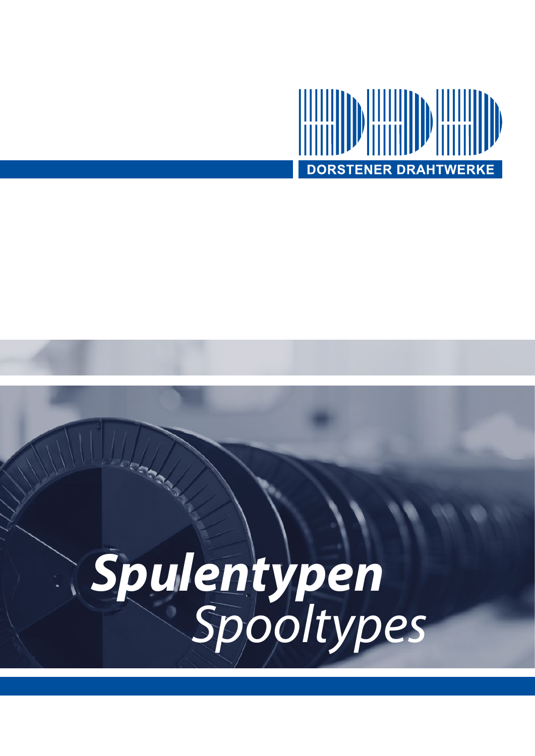DORSTENER DRAHTWERKE

# ***Spulentypen***
# *Spooltypes*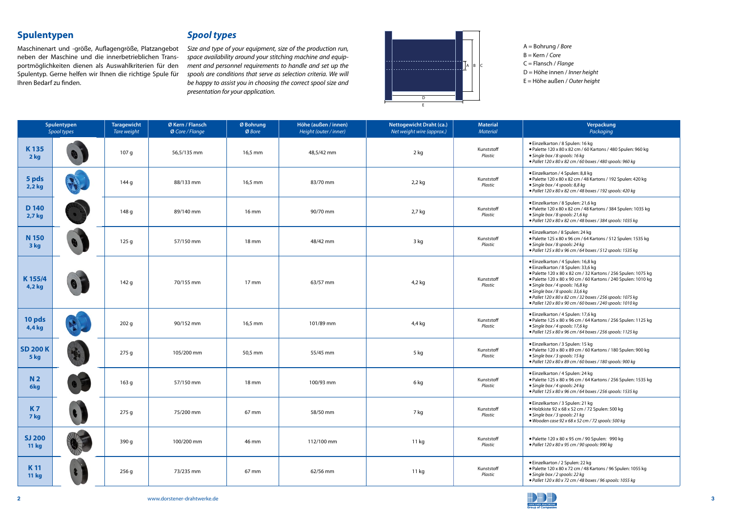## Spulentypen

Maschinenart und -größe, Auflagengröße, Platzangebot neben der Maschine und die innerbetrieblichen Transportmöglichkeiten dienen als Auswahlkriterien für den Spulentyp. Gerne helfen wir Ihnen die richtige Spule für Ihren Bedarf zu finden.

## *Spool types*

*Size and type of your equipment, size of the production run, space availability around your stitching machine and equipment and personnel requirements to handle and set up the spools are conditions that serve as selection criteria. We will be happy to assist you in choosing the correct spool size and presentation for your application.*

A = Bohrung / *Bore*
B = Kern / *Core*
C = Flansch / *Flange*
D = Höhe innen / *Inner height*
E = Höhe außen / *Outer height*

| Spulentypen *Spool types* | Taragewicht *Tare weight* | Ø Kern / Flansch *Ø Core / Flange* | Ø Bohrung *Ø Bore* | Höhe (außen / innen) *Height (outer / inner)* | Nettogewicht Draht (ca.) *Net weight wire (approx.)* | Material *Material* | Verpackung *Packaging* |
|---|---|---|---|---|---|---|---|
| **K 135 2 kg** | 107 g | 56,5/135 mm | 16,5 mm | 48,5/42 mm | 2 kg | Kunststoff *Plastic* | • Einzelkarton / 8 Spulen: 16 kg<br>• Palette 120 x 80 x 82 cm / 60 Kartons / 480 Spulen: 960 kg<br>• *Single box / 8 spools: 16 kg*<br>• *Pallet 120 x 80 x 82 cm / 60 boxes / 480 spools: 960 kg* |
| **5 pds 2,2 kg** | 144 g | 88/133 mm | 16,5 mm | 83/70 mm | 2,2 kg | Kunststoff *Plastic* | • Einzelkarton / 4 Spulen: 8,8 kg<br>• Palette 120 x 80 x 82 cm / 48 Kartons / 192 Spulen: 420 kg<br>• *Single box / 4 spools: 8,8 kg*<br>• *Pallet 120 x 80 x 82 cm / 48 boxes / 192 spools: 420 kg* |
| **D 140 2,7 kg** | 148 g | 89/140 mm | 16 mm | 90/70 mm | 2,7 kg | Kunststoff *Plastic* | • Einzelkarton / 8 Spulen: 21,6 kg<br>• Palette 120 x 80 x 82 cm / 48 Kartons / 384 Spulen: 1035 kg<br>• *Single box / 8 spools: 21,6 kg*<br>• *Pallet 120 x 80 x 82 cm / 48 boxes / 384 spools: 1035 kg* |
| **N 150 3 kg** | 125 g | 57/150 mm | 18 mm | 48/42 mm | 3 kg | Kunststoff *Plastic* | • Einzelkarton / 8 Spulen: 24 kg<br>• Palette 125 x 80 x 96 cm / 64 Kartons / 512 Spulen: 1535 kg<br>• *Single box / 8 spools: 24 kg*<br>• *Pallet 125 x 80 x 96 cm / 64 boxes / 512 spools: 1535 kg* |
| **K 155/4 4,2 kg** | 142 g | 70/155 mm | 17 mm | 63/57 mm | 4,2 kg | Kunststoff *Plastic* | • Einzelkarton / 4 Spulen: 16,8 kg<br>• Einzelkarton / 8 Spulen: 33,6 kg<br>• Palette 120 x 80 x 82 cm / 32 Kartons / 256 Spulen: 1075 kg<br>• Palette 120 x 80 x 90 cm / 60 Kartons / 240 Spulen: 1010 kg<br>• *Single box / 4 spools: 16,8 kg*<br>• *Single box / 8 spools: 33,6 kg*<br>• *Pallet 120 x 80 x 82 cm / 32 boxes / 256 spools: 1075 kg*<br>• *Pallet 120 x 80 x 90 cm / 60 boxes / 240 spools: 1010 kg* |
| **10 pds 4,4 kg** | 202 g | 90/152 mm | 16,5 mm | 101/89 mm | 4,4 kg | Kunststoff *Plastic* | • Einzelkarton / 4 Spulen: 17,6 kg<br>• Palette 125 x 80 x 96 cm / 64 Kartons / 256 Spulen: 1125 kg<br>• *Single box / 4 spools: 17,6 kg*<br>• *Pallet 125 x 80 x 96 cm / 64 boxes / 256 spools: 1125 kg* |
| **SD 200 K 5 kg** | 275 g | 105/200 mm | 50,5 mm | 55/45 mm | 5 kg | Kunststoff *Plastic* | • Einzelkarton / 3 Spulen: 15 kg<br>• Palette 120 x 80 x 89 cm / 60 Kartons / 180 Spulen: 900 kg<br>• *Single box / 3 spools: 15 kg*<br>• *Pallet 120 x 80 x 89 cm / 60 boxes / 180 spools: 900 kg* |
| **N 2 6kg** | 163 g | 57/150 mm | 18 mm | 100/93 mm | 6 kg | Kunststoff *Plastic* | • Einzelkarton / 4 Spulen: 24 kg<br>• Palette 125 x 80 x 96 cm / 64 Kartons / 256 Spulen: 1535 kg<br>• *Single box / 4 spools: 24 kg*<br>• *Pallet 125 x 80 x 96 cm / 64 boxes / 256 spools: 1535 kg* |
| **K 7 7 kg** | 275 g | 75/200 mm | 67 mm | 58/50 mm | 7 kg | Kunststoff *Plastic* | • Einzelkarton / 3 Spulen: 21 kg<br>• Holzkiste 92 x 68 x 52 cm / 72 Spulen: 500 kg<br>• *Single box / 3 spools: 21 kg*<br>• *Wooden case 92 x 68 x 52 cm / 72 spools: 500 kg* |
| **SJ 200 11 kg** | 390 g | 100/200 mm | 46 mm | 112/100 mm | 11 kg | Kunststoff *Plastic* | • Palette 120 x 80 x 95 cm / 90 Spulen: 990 kg<br>• *Pallet 120 x 80 x 95 cm / 90 spools: 990 kg* |
| **K 11 11 kg** | 256 g | 73/235 mm | 67 mm | 62/56 mm | 11 kg | Kunststoff *Plastic* | • Einzelkarton / 2 Spulen: 22 kg<br>• Palette 120 x 80 x 72 cm / 48 Kartons / 96 Spulen: 1055 kg<br>• *Single box / 2 spools: 22 kg*<br>• *Pallet 120 x 80 x 72 cm / 48 boxes / 96 spools: 1055 kg* |

www.dorstener-drahtwerke.de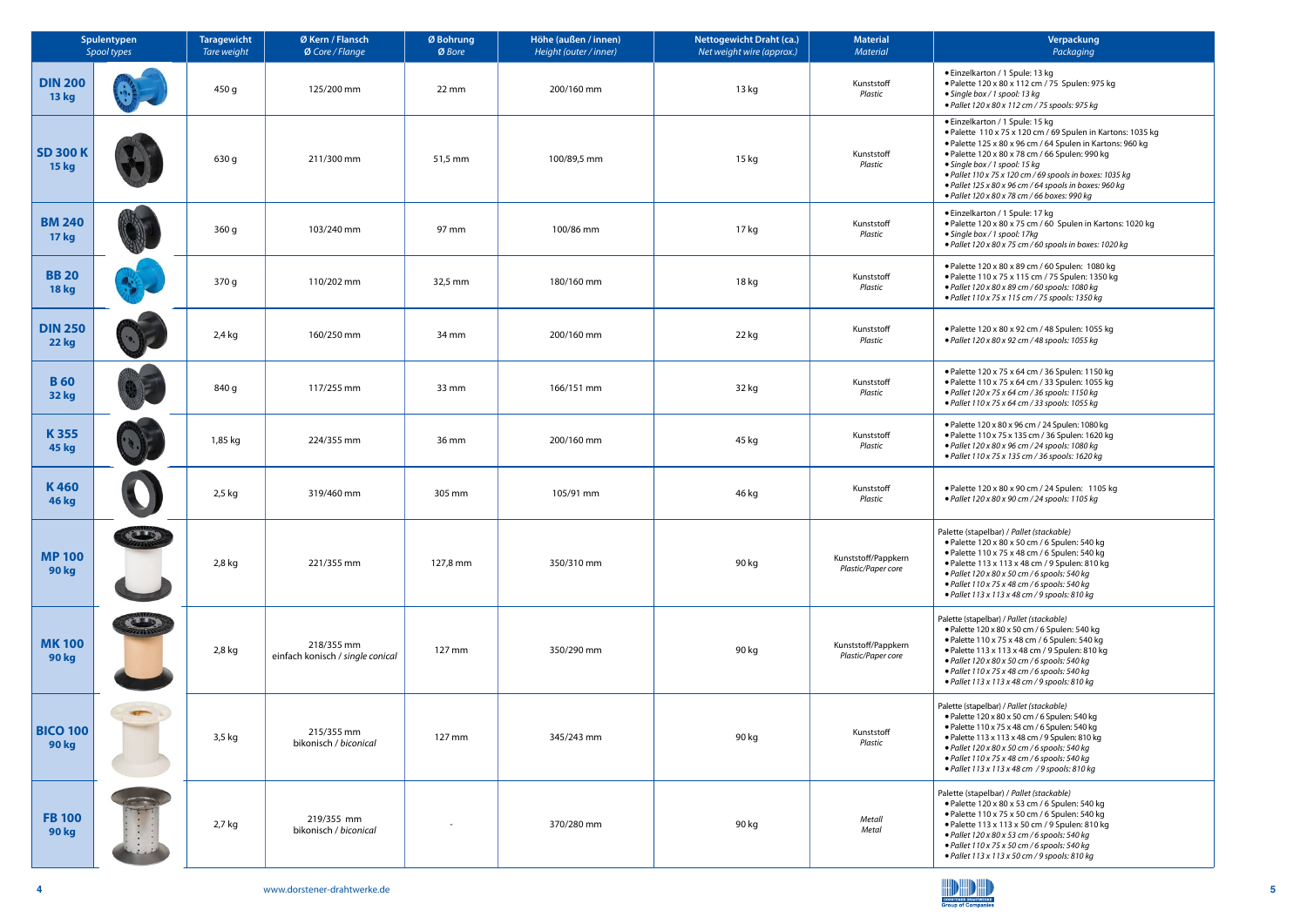| Spulentypen *Spool types* | | Taragewicht *Tare weight* | Ø Kern / Flansch *Ø Core / Flange* | Ø Bohrung *Ø Bore* | Höhe (außen / innen) *Height (outer / inner)* | Nettogewicht Draht (ca.) *Net weight wire (approx.)* | Material *Material* | Verpackung *Packaging* |
|---|---|---|---|---|---|---|---|---|
| **DIN 200 13 kg** | | 450 g | 125/200 mm | 22 mm | 200/160 mm | 13 kg | Kunststoff *Plastic* | • Einzelkarton / 1 Spule: 13 kg<br>• Palette 120 x 80 x 112 cm / 75 Spulen: 975 kg<br>• *Single box / 1 spool: 13 kg*<br>• *Pallet 120 x 80 x 112 cm / 75 spools: 975 kg* |
| **SD 300 K 15 kg** | | 630 g | 211/300 mm | 51,5 mm | 100/89,5 mm | 15 kg | Kunststoff *Plastic* | • Einzelkarton / 1 Spule: 15 kg<br>• Palette 110 x 75 x 120 cm / 69 Spulen in Kartons: 1035 kg<br>• Palette 125 x 80 x 96 cm / 64 Spulen in Kartons: 960 kg<br>• Palette 120 x 80 x 78 cm / 66 Spulen: 990 kg<br>• *Single box / 1 spool: 15 kg*<br>• *Pallet 110 x 75 x 120 cm / 69 spools in boxes: 1035 kg*<br>• *Pallet 125 x 80 x 96 cm / 64 spools in boxes: 960 kg*<br>• *Pallet 120 x 80 x 78 cm / 66 boxes: 990 kg* |
| **BM 240 17 kg** | | 360 g | 103/240 mm | 97 mm | 100/86 mm | 17 kg | Kunststoff *Plastic* | • Einzelkarton / 1 Spule: 17 kg<br>• Palette 120 x 80 x 75 cm / 60 Spulen in Kartons: 1020 kg<br>• *Single box / 1 spool: 17kg*<br>• *Pallet 120 x 80 x 75 cm / 60 spools in boxes: 1020 kg* |
| **BB 20 18 kg** | | 370 g | 110/202 mm | 32,5 mm | 180/160 mm | 18 kg | Kunststoff *Plastic* | • Palette 120 x 80 x 89 cm / 60 Spulen: 1080 kg<br>• Palette 110 x 75 x 115 cm / 75 Spulen: 1350 kg<br>• *Pallet 120 x 80 x 89 cm / 60 spools: 1080 kg*<br>• *Pallet 110 x 75 x 115 cm / 75 spools: 1350 kg* |
| **DIN 250 22 kg** | | 2,4 kg | 160/250 mm | 34 mm | 200/160 mm | 22 kg | Kunststoff *Plastic* | • Palette 120 x 80 x 92 cm / 48 Spulen: 1055 kg<br>• *Pallet 120 x 80 x 92 cm / 48 spools: 1055 kg* |
| **B 60 32 kg** | | 840 g | 117/255 mm | 33 mm | 166/151 mm | 32 kg | Kunststoff *Plastic* | • Palette 120 x 75 x 64 cm / 36 Spulen: 1150 kg<br>• Palette 110 x 75 x 64 cm / 33 Spulen: 1055 kg<br>• *Pallet 120 x 75 x 64 cm / 36 spools: 1150 kg*<br>• *Pallet 110 x 75 x 64 cm / 33 spools: 1055 kg* |
| **K 355 45 kg** | | 1,85 kg | 224/355 mm | 36 mm | 200/160 mm | 45 kg | Kunststoff *Plastic* | • Palette 120 x 80 x 96 cm / 24 Spulen: 1080 kg<br>• Palette 110 x 75 x 135 cm / 36 Spulen: 1620 kg<br>• *Pallet 120 x 80 x 96 cm / 24 spools: 1080 kg*<br>• *Pallet 110 x 75 x 135 cm / 36 spools: 1620 kg* |
| **K 460 46 kg** | | 2,5 kg | 319/460 mm | 305 mm | 105/91 mm | 46 kg | Kunststoff *Plastic* | • Palette 120 x 80 x 90 cm / 24 Spulen: 1105 kg<br>• *Pallet 120 x 80 x 90 cm / 24 spools: 1105 kg* |
| **MP 100 90 kg** | | 2,8 kg | 221/355 mm | 127,8 mm | 350/310 mm | 90 kg | Kunststoff/Pappkern *Plastic/Paper core* | Palette (stapelbar) / *Pallet (stackable)*<br>• Palette 120 x 80 x 50 cm / 6 Spulen: 540 kg<br>• Palette 110 x 75 x 48 cm / 6 Spulen: 540 kg<br>• Palette 113 x 113 x 48 cm / 9 Spulen: 810 kg<br>• *Pallet 120 x 80 x 50 cm / 6 spools: 540 kg*<br>• *Pallet 110 x 75 x 48 cm / 6 spools: 540 kg*<br>• *Pallet 113 x 113 x 48 cm / 9 spools: 810 kg* |
| **MK 100 90 kg** | | 2,8 kg | 218/355 mm einfach konisch / *single conical* | 127 mm | 350/290 mm | 90 kg | Kunststoff/Pappkern *Plastic/Paper core* | Palette (stapelbar) / *Pallet (stackable)*<br>• Palette 120 x 80 x 50 cm / 6 Spulen: 540 kg<br>• Palette 110 x 75 x 48 cm / 6 Spulen: 540 kg<br>• Palette 113 x 113 x 48 cm / 9 Spulen: 810 kg<br>• *Pallet 120 x 80 x 50 cm / 6 spools: 540 kg*<br>• *Pallet 110 x 75 x 48 cm / 6 spools: 540 kg*<br>• *Pallet 113 x 113 x 48 cm / 9 spools: 810 kg* |
| **BICO 100 90 kg** | | 3,5 kg | 215/355 mm bikonisch / *biconical* | 127 mm | 345/243 mm | 90 kg | Kunststoff *Plastic* | Palette (stapelbar) / *Pallet (stackable)*<br>• Palette 120 x 80 x 50 cm / 6 Spulen: 540 kg<br>• Palette 110 x 75 x 48 cm / 6 Spulen: 540 kg<br>• Palette 113 x 113 x 48 cm / 9 Spulen: 810 kg<br>• *Pallet 120 x 80 x 50 cm / 6 spools: 540 kg*<br>• *Pallet 110 x 75 x 48 cm / 6 spools: 540 kg*<br>• *Pallet 113 x 113 x 48 cm / 9 spools: 810 kg* |
| **FB 100 90 kg** | | 2,7 kg | 219/355 mm bikonisch / *biconical* | - | 370/280 mm | 90 kg | Metall *Metal* | Palette (stapelbar) / *Pallet (stackable)*<br>• Palette 120 x 80 x 53 cm / 6 Spulen: 540 kg<br>• Palette 110 x 75 x 50 cm / 6 Spulen: 540 kg<br>• Palette 113 x 113 x 50 cm / 9 Spulen: 810 kg<br>• *Pallet 120 x 80 x 53 cm / 6 spools: 540 kg*<br>• *Pallet 110 x 75 x 50 cm / 6 spools: 540 kg*<br>• *Pallet 113 x 113 x 50 cm / 9 spools: 810 kg* |

www.dorstener-drahtwerke.de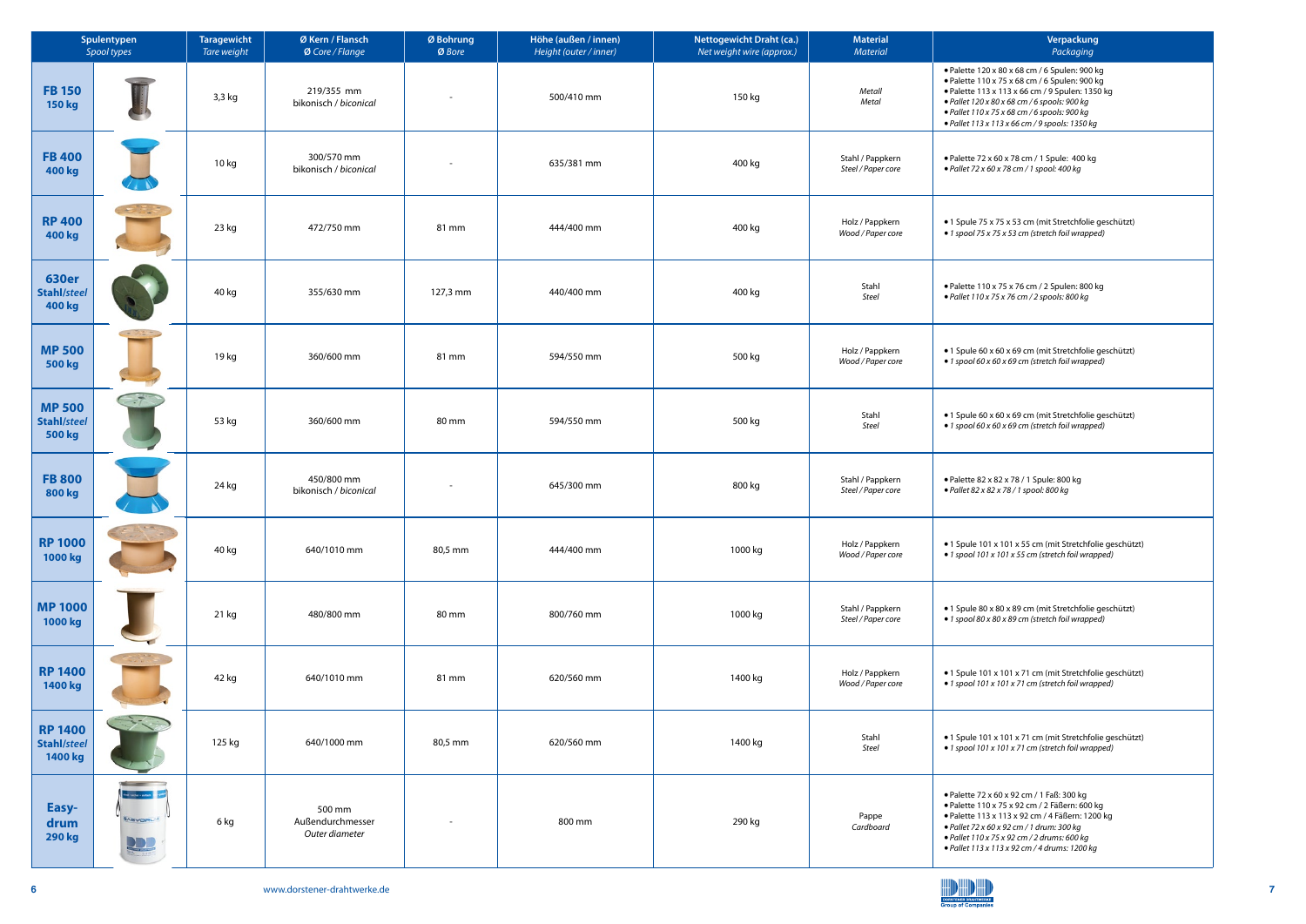| Spulentypen *Spool types* | | Taragewicht *Tare weight* | Ø Kern / Flansch *Ø Core / Flange* | Ø Bohrung *Ø Bore* | Höhe (außen / innen) *Height (outer / inner)* | Nettogewicht Draht (ca.) *Net weight wire (approx.)* | Material *Material* | Verpackung *Packaging* |
|---|---|---|---|---|---|---|---|---|
| **FB 150 150 kg** | | 3,3 kg | 219/355 mm bikonisch / *biconical* | - | 500/410 mm | 150 kg | *Metall* *Metal* | • Palette 120 x 80 x 68 cm / 6 Spulen: 900 kg<br>• Palette 110 x 75 x 68 cm / 6 Spulen: 900 kg<br>• Palette 113 x 113 x 66 cm / 9 Spulen: 1350 kg<br>• *Pallet 120 x 80 x 68 cm / 6 spools: 900 kg*<br>• *Pallet 110 x 75 x 68 cm / 6 spools: 900 kg*<br>• *Pallet 113 x 113 x 66 cm / 9 spools: 1350 kg* |
| **FB 400 400 kg** | | 10 kg | 300/570 mm bikonisch / *biconical* | - | 635/381 mm | 400 kg | Stahl / Pappkern *Steel / Paper core* | • Palette 72 x 60 x 78 cm / 1 Spule: 400 kg<br>• *Pallet 72 x 60 x 78 cm / 1 spool: 400 kg* |
| **RP 400 400 kg** | | 23 kg | 472/750 mm | 81 mm | 444/400 mm | 400 kg | Holz / Pappkern *Wood / Paper core* | • 1 Spule 75 x 75 x 53 cm (mit Stretchfolie geschützt)<br>• *1 spool 75 x 75 x 53 cm (stretch foil wrapped)* |
| **630er Stahl/*steel* 400 kg** | | 40 kg | 355/630 mm | 127,3 mm | 440/400 mm | 400 kg | Stahl *Steel* | • Palette 110 x 75 x 76 cm / 2 Spulen: 800 kg<br>• *Pallet 110 x 75 x 76 cm / 2 spools: 800 kg* |
| **MP 500 500 kg** | | 19 kg | 360/600 mm | 81 mm | 594/550 mm | 500 kg | Holz / Pappkern *Wood / Paper core* | • 1 Spule 60 x 60 x 69 cm (mit Stretchfolie geschützt)<br>• *1 spool 60 x 60 x 69 cm (stretch foil wrapped)* |
| **MP 500 Stahl/*steel* 500 kg** | | 53 kg | 360/600 mm | 80 mm | 594/550 mm | 500 kg | Stahl *Steel* | • 1 Spule 60 x 60 x 69 cm (mit Stretchfolie geschützt)<br>• *1 spool 60 x 60 x 69 cm (stretch foil wrapped)* |
| **FB 800 800 kg** | | 24 kg | 450/800 mm bikonisch / *biconical* | - | 645/300 mm | 800 kg | Stahl / Pappkern *Steel / Paper core* | • Palette 82 x 82 x 78 / 1 Spule: 800 kg<br>• *Pallet 82 x 82 x 78 / 1 spool: 800 kg* |
| **RP 1000 1000 kg** | | 40 kg | 640/1010 mm | 80,5 mm | 444/400 mm | 1000 kg | Holz / Pappkern *Wood / Paper core* | • 1 Spule 101 x 101 x 55 cm (mit Stretchfolie geschützt)<br>• *1 spool 101 x 101 x 55 cm (stretch foil wrapped)* |
| **MP 1000 1000 kg** | | 21 kg | 480/800 mm | 80 mm | 800/760 mm | 1000 kg | Stahl / Pappkern *Steel / Paper core* | • 1 Spule 80 x 80 x 89 cm (mit Stretchfolie geschützt)<br>• *1 spool 80 x 80 x 89 cm (stretch foil wrapped)* |
| **RP 1400 1400 kg** | | 42 kg | 640/1010 mm | 81 mm | 620/560 mm | 1400 kg | Holz / Pappkern *Wood / Paper core* | • 1 Spule 101 x 101 x 71 cm (mit Stretchfolie geschützt)<br>• *1 spool 101 x 101 x 71 cm (stretch foil wrapped)* |
| **RP 1400 Stahl/*steel* 1400 kg** | | 125 kg | 640/1000 mm | 80,5 mm | 620/560 mm | 1400 kg | Stahl *Steel* | • 1 Spule 101 x 101 x 71 cm (mit Stretchfolie geschützt)<br>• *1 spool 101 x 101 x 71 cm (stretch foil wrapped)* |
| **Easy-drum 290 kg** | | 6 kg | 500 mm Außendurchmesser *Outer diameter* | - | 800 mm | 290 kg | Pappe *Cardboard* | • Palette 72 x 60 x 92 cm / 1 Faß: 300 kg<br>• Palette 110 x 75 x 92 cm / 2 Fäßern: 600 kg<br>• Palette 113 x 113 x 92 cm / 4 Fäßern: 1200 kg<br>• *Pallet 72 x 60 x 92 cm / 1 drum: 300 kg*<br>• *Pallet 110 x 75 x 92 cm / 2 drums: 600 kg*<br>• *Pallet 113 x 113 x 92 cm / 4 drums: 1200 kg* |

www.dorstener-drahtwerke.de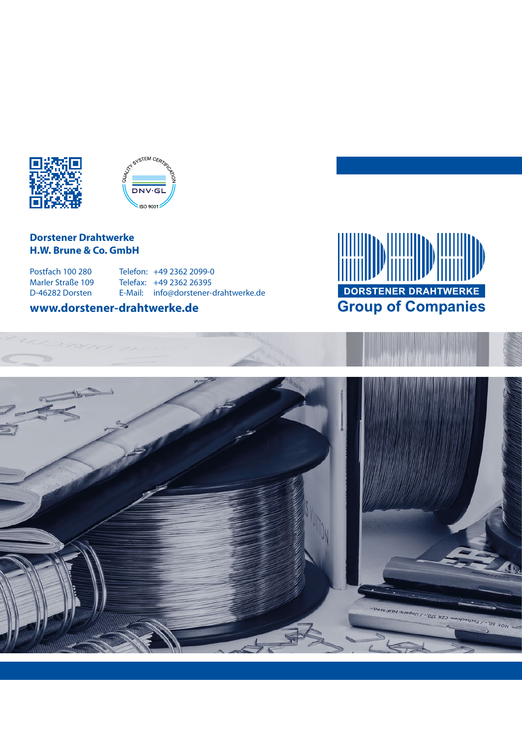**Dorstener Drahtwerke**
**H.W. Brune & Co. GmbH**

Postfach 100 280
Marler Straße 109
D-46282 Dorsten

Telefon: +49 2362 2099-0
Telefax: +49 2362 26395
E-Mail: info@dorstener-drahtwerke.de

**www.dorstener-drahtwerke.de**

DORSTENER DRAHTWERKE
Group of Companies